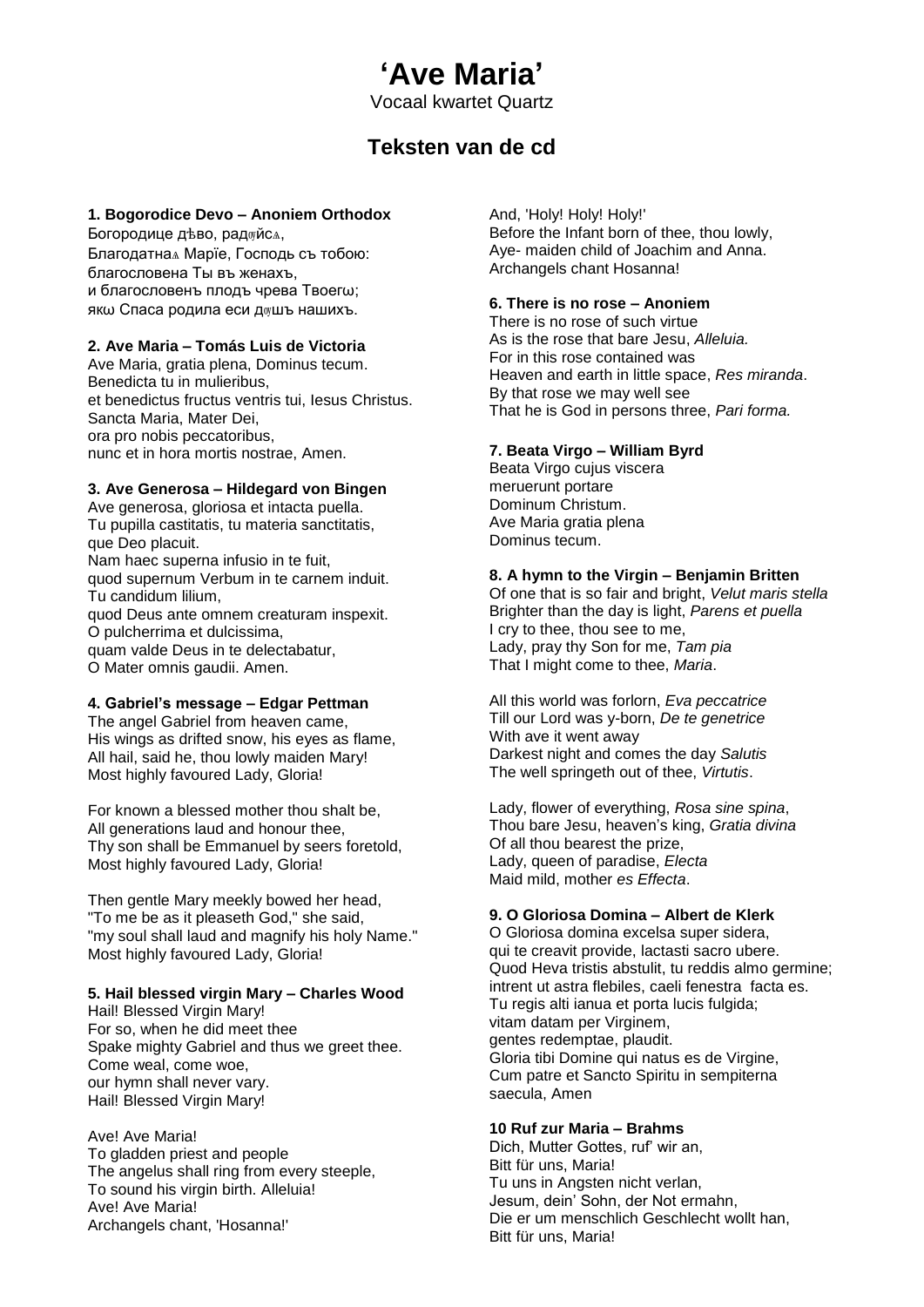# ‘Ave Maria’

Vocaal kwartet Quartz

## Teksten van de cd

**1. Bogorodice Devo – Anoniem Orthodox**
Богородице дѣво, радѹйсѧ,
Благодатнаѧ Марїе, Господь съ тобою:
благословена Ты въ женахъ,
и благословенъ плодъ чрева Твоегѡ;
якѡ Спаса родила еси дѹшъ нашихъ.

**2. Ave Maria – Tomás Luis de Victoria**
Ave Maria, gratia plena, Dominus tecum.
Benedicta tu in mulieribus,
et benedictus fructus ventris tui, Iesus Christus.
Sancta Maria, Mater Dei,
ora pro nobis peccatoribus,
nunc et in hora mortis nostrae, Amen.

**3. Ave Generosa – Hildegard von Bingen**
Ave generosa, gloriosa et intacta puella.
Tu pupilla castitatis, tu materia sanctitatis,
que Deo placuit.
Nam haec superna infusio in te fuit,
quod supernum Verbum in te carnem induit.
Tu candidum lilium,
quod Deus ante omnem creaturam inspexit.
O pulcherrima et dulcissima,
quam valde Deus in te delectabatur,
O Mater omnis gaudii. Amen.

**4. Gabriel’s message – Edgar Pettman**
The angel Gabriel from heaven came,
His wings as drifted snow, his eyes as flame,
All hail, said he, thou lowly maiden Mary!
Most highly favoured Lady, Gloria!

For known a blessed mother thou shalt be,
All generations laud and honour thee,
Thy son shall be Emmanuel by seers foretold,
Most highly favoured Lady, Gloria!

Then gentle Mary meekly bowed her head,
"To me be as it pleaseth God," she said,
"my soul shall laud and magnify his holy Name."
Most highly favoured Lady, Gloria!

**5. Hail blessed virgin Mary – Charles Wood**
Hail! Blessed Virgin Mary!
For so, when he did meet thee
Spake mighty Gabriel and thus we greet thee.
Come weal, come woe,
our hymn shall never vary.
Hail! Blessed Virgin Mary!

Ave! Ave Maria!
To gladden priest and people
The angelus shall ring from every steeple,
To sound his virgin birth. Alleluia!
Ave! Ave Maria!
Archangels chant, 'Hosanna!'
And, 'Holy! Holy! Holy!'
Before the Infant born of thee, thou lowly,
Aye- maiden child of Joachim and Anna.
Archangels chant Hosanna!

**6. There is no rose – Anoniem**
There is no rose of such virtue
As is the rose that bare Jesu, *Alleluia.*
For in this rose contained was
Heaven and earth in little space, *Res miranda*.
By that rose we may well see
That he is God in persons three, *Pari forma.*

**7. Beata Virgo – William Byrd**
Beata Virgo cujus viscera
meruerunt portare
Dominum Christum.
Ave Maria gratia plena
Dominus tecum.

**8. A hymn to the Virgin – Benjamin Britten**
Of one that is so fair and bright, *Velut maris stella*
Brighter than the day is light, *Parens et puella*
I cry to thee, thou see to me,
Lady, pray thy Son for me, *Tam pia*
That I might come to thee, *Maria*.

All this world was forlorn, *Eva peccatrice*
Till our Lord was y-born, *De te genetrice*
With ave it went away
Darkest night and comes the day *Salutis*
The well springeth out of thee, *Virtutis*.

Lady, flower of everything, *Rosa sine spina*,
Thou bare Jesu, heaven’s king, *Gratia divina*
Of all thou bearest the prize,
Lady, queen of paradise, *Electa*
Maid mild, mother *es Effecta*.

**9. O Gloriosa Domina – Albert de Klerk**
O Gloriosa domina excelsa super sidera,
qui te creavit provide, lactasti sacro ubere.
Quod Heva tristis abstulit, tu reddis almo germine;
intrent ut astra flebiles, caeli fenestra facta es.
Tu regis alti ianua et porta lucis fulgida;
vitam datam per Virginem,
gentes redemptae, plaudit.
Gloria tibi Domine qui natus es de Virgine,
Cum patre et Sancto Spiritu in sempiterna
saecula, Amen

**10 Ruf zur Maria – Brahms**
Dich, Mutter Gottes, ruf’ wir an,
Bitt für uns, Maria!
Tu uns in Angsten nicht verlan,
Jesum, dein’ Sohn, der Not ermahn,
Die er um menschlich Geschlecht wollt han,
Bitt für uns, Maria!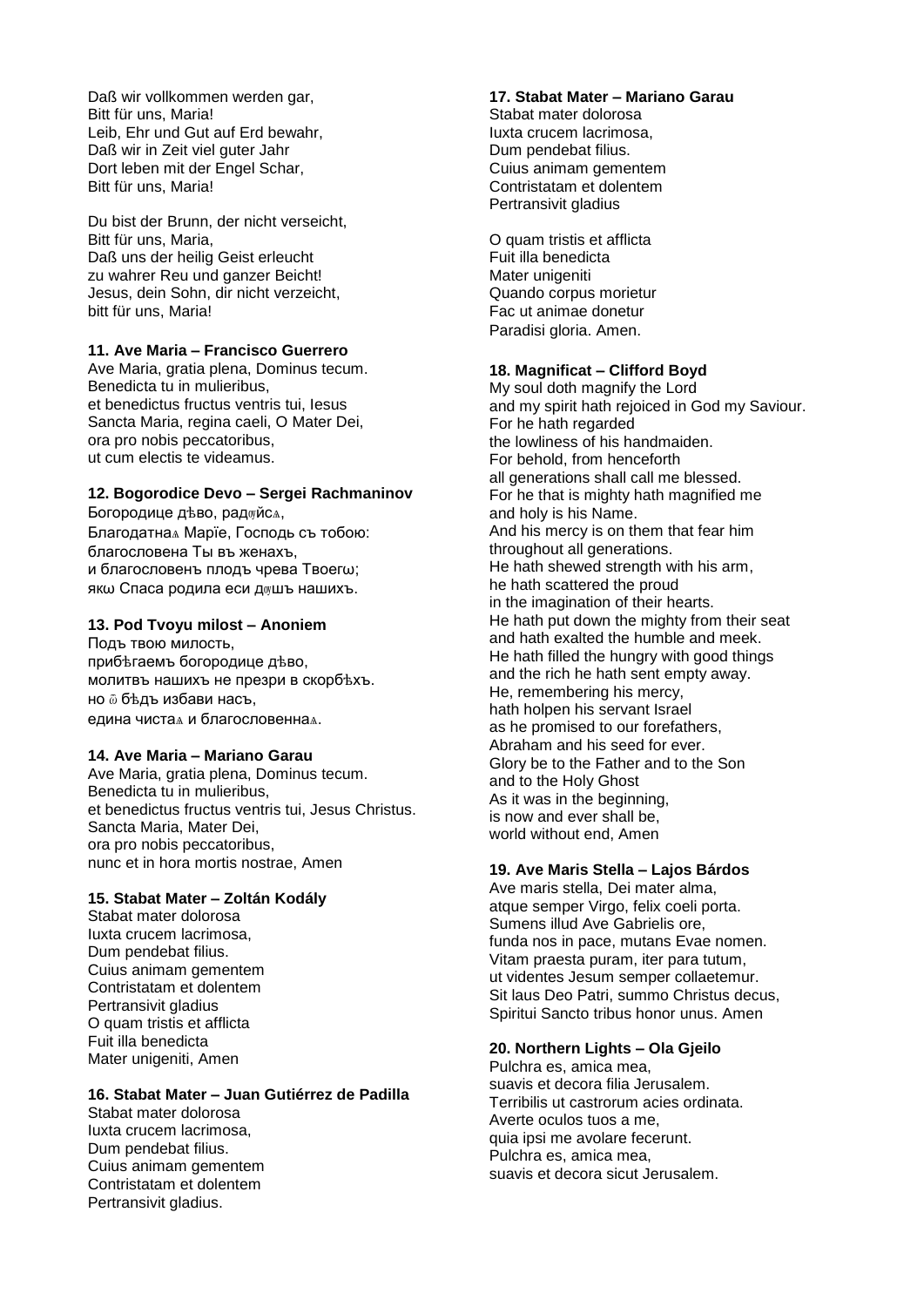Daß wir vollkommen werden gar,
Bitt für uns, Maria!
Leib, Ehr und Gut auf Erd bewahr,
Daß wir in Zeit viel guter Jahr
Dort leben mit der Engel Schar,
Bitt für uns, Maria!

Du bist der Brunn, der nicht verseicht,
Bitt für uns, Maria,
Daß uns der heilig Geist erleucht
zu wahrer Reu und ganzer Beicht!
Jesus, dein Sohn, dir nicht verzeicht,
bitt für uns, Maria!

**11. Ave Maria – Francisco Guerrero**
Ave Maria, gratia plena, Dominus tecum.
Benedicta tu in mulieribus,
et benedictus fructus ventris tui, Iesus
Sancta Maria, regina caeli, O Mater Dei,
ora pro nobis peccatoribus,
ut cum electis te videamus.

**12. Bogorodice Devo – Sergei Rachmaninov**
Богородице дѣво, радꙋйсѧ,
Благодатнаѧ Марїе, Господь съ тобою:
благословена Ты въ женахъ,
и благословенъ плодъ чрева Твоегω;
якω Спаса родила еси дꙋшъ нашихъ.

**13. Pod Tvoyu milost – Anoniem**
Подъ твою милость,
прибѣгаемъ богородице дѣво,
молитвъ нашихъ не презри в скорбѣхъ.
но ѿ бѣдъ избави насъ,
едина чистаѧ и благословеннаѧ.

**14. Ave Maria – Mariano Garau**
Ave Maria, gratia plena, Dominus tecum.
Benedicta tu in mulieribus,
et benedictus fructus ventris tui, Jesus Christus.
Sancta Maria, Mater Dei,
ora pro nobis peccatoribus,
nunc et in hora mortis nostrae, Amen

**15. Stabat Mater – Zoltán Kodály**
Stabat mater dolorosa
Iuxta crucem lacrimosa,
Dum pendebat filius.
Cuius animam gementem
Contristatam et dolentem
Pertransivit gladius
O quam tristis et afflicta
Fuit illa benedicta
Mater unigeniti, Amen

**16. Stabat Mater – Juan Gutiérrez de Padilla**
Stabat mater dolorosa
Iuxta crucem lacrimosa,
Dum pendebat filius.
Cuius animam gementem
Contristatam et dolentem
Pertransivit gladius.

**17. Stabat Mater – Mariano Garau**
Stabat mater dolorosa
Iuxta crucem lacrimosa,
Dum pendebat filius.
Cuius animam gementem
Contristatam et dolentem
Pertransivit gladius

O quam tristis et afflicta
Fuit illa benedicta
Mater unigeniti
Quando corpus morietur
Fac ut animae donetur
Paradisi gloria. Amen.

**18. Magnificat – Clifford Boyd**
My soul doth magnify the Lord
and my spirit hath rejoiced in God my Saviour.
For he hath regarded
the lowliness of his handmaiden.
For behold, from henceforth
all generations shall call me blessed.
For he that is mighty hath magnified me
and holy is his Name.
And his mercy is on them that fear him
throughout all generations.
He hath shewed strength with his arm,
he hath scattered the proud
in the imagination of their hearts.
He hath put down the mighty from their seat
and hath exalted the humble and meek.
He hath filled the hungry with good things
and the rich he hath sent empty away.
He, remembering his mercy,
hath holpen his servant Israel
as he promised to our forefathers,
Abraham and his seed for ever.
Glory be to the Father and to the Son
and to the Holy Ghost
As it was in the beginning,
is now and ever shall be,
world without end, Amen

**19. Ave Maris Stella – Lajos Bárdos**
Ave maris stella, Dei mater alma,
atque semper Virgo, felix coeli porta.
Sumens illud Ave Gabrielis ore,
funda nos in pace, mutans Evae nomen.
Vitam praesta puram, iter para tutum,
ut videntes Jesum semper collaetemur.
Sit laus Deo Patri, summo Christus decus,
Spiritui Sancto tribus honor unus. Amen

**20. Northern Lights – Ola Gjeilo**
Pulchra es, amica mea,
suavis et decora filia Jerusalem.
Terribilis ut castrorum acies ordinata.
Averte oculos tuos a me,
quia ipsi me avolare fecerunt.
Pulchra es, amica mea,
suavis et decora sicut Jerusalem.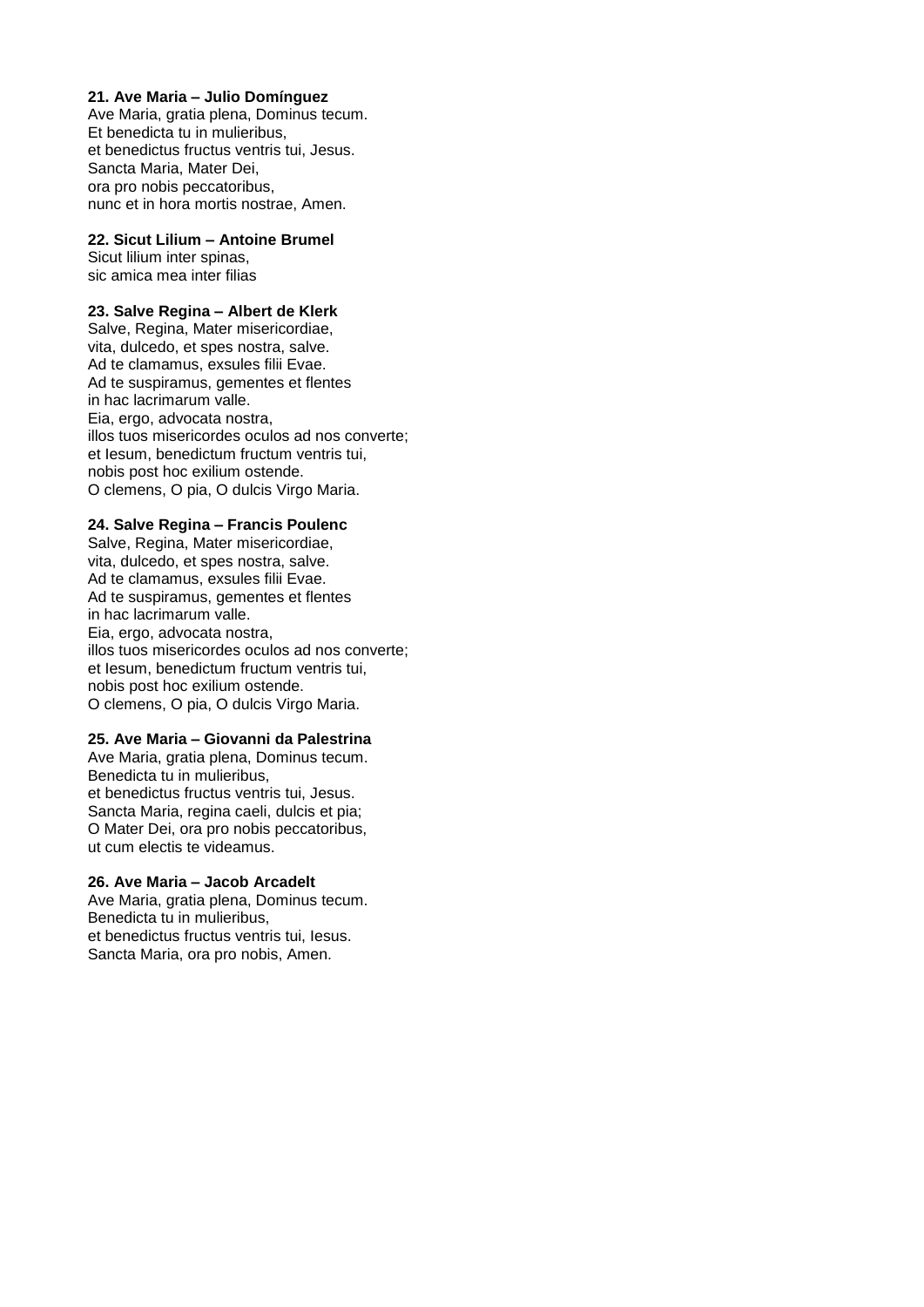**21. Ave Maria – Julio Domínguez**
Ave Maria, gratia plena, Dominus tecum.
Et benedicta tu in mulieribus,
et benedictus fructus ventris tui, Jesus.
Sancta Maria, Mater Dei,
ora pro nobis peccatoribus,
nunc et in hora mortis nostrae, Amen.

**22. Sicut Lilium – Antoine Brumel**
Sicut lilium inter spinas,
sic amica mea inter filias

**23. Salve Regina – Albert de Klerk**
Salve, Regina, Mater misericordiae,
vita, dulcedo, et spes nostra, salve.
Ad te clamamus, exsules filii Evae.
Ad te suspiramus, gementes et flentes
in hac lacrimarum valle.
Eia, ergo, advocata nostra,
illos tuos misericordes oculos ad nos converte;
et Iesum, benedictum fructum ventris tui,
nobis post hoc exilium ostende.
O clemens, O pia, O dulcis Virgo Maria.

**24. Salve Regina – Francis Poulenc**
Salve, Regina, Mater misericordiae,
vita, dulcedo, et spes nostra, salve.
Ad te clamamus, exsules filii Evae.
Ad te suspiramus, gementes et flentes
in hac lacrimarum valle.
Eia, ergo, advocata nostra,
illos tuos misericordes oculos ad nos converte;
et Iesum, benedictum fructum ventris tui,
nobis post hoc exilium ostende.
O clemens, O pia, O dulcis Virgo Maria.

**25. Ave Maria – Giovanni da Palestrina**
Ave Maria, gratia plena, Dominus tecum.
Benedicta tu in mulieribus,
et benedictus fructus ventris tui, Jesus.
Sancta Maria, regina caeli, dulcis et pia;
O Mater Dei, ora pro nobis peccatoribus,
ut cum electis te videamus.

**26. Ave Maria – Jacob Arcadelt**
Ave Maria, gratia plena, Dominus tecum.
Benedicta tu in mulieribus,
et benedictus fructus ventris tui, Iesus.
Sancta Maria, ora pro nobis, Amen.